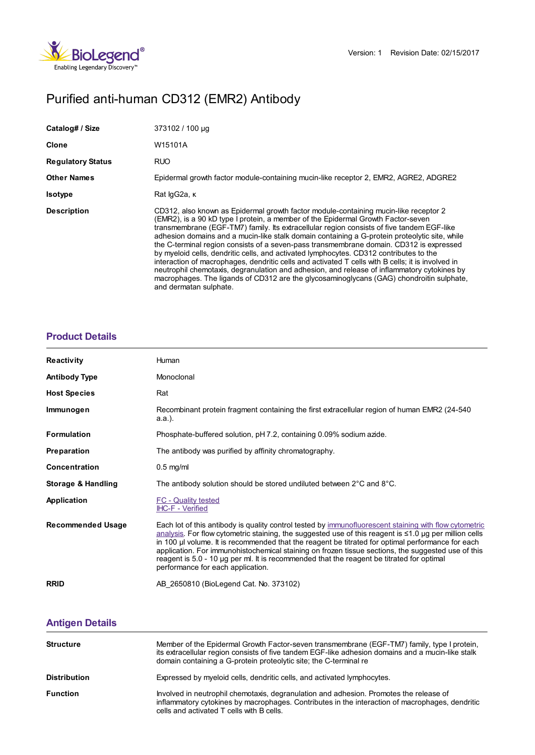Version: 1 Revision Date: 02/15/2017

# Purified anti-human CD312 (EMR2) Antibody

| | |
|---|---|
| **Catalog# / Size** | 373102 / 100 µg |
| **Clone** | W15101A |
| **Regulatory Status** | RUO |
| **Other Names** | Epidermal growth factor module-containing mucin-like receptor 2, EMR2, AGRE2, ADGRE2 |
| **Isotype** | Rat IgG2a, κ |
| **Description** | CD312, also known as Epidermal growth factor module-containing mucin-like receptor 2 (EMR2), is a 90 kD type I protein, a member of the Epidermal Growth Factor-seven transmembrane (EGF-TM7) family. Its extracellular region consists of five tandem EGF-like adhesion domains and a mucin-like stalk domain containing a G-protein proteolytic site, while the C-terminal region consists of a seven-pass transmembrane domain. CD312 is expressed by myeloid cells, dendritic cells, and activated lymphocytes. CD312 contributes to the interaction of macrophages, dendritic cells and activated T cells with B cells; it is involved in neutrophil chemotaxis, degranulation and adhesion, and release of inflammatory cytokines by macrophages. The ligands of CD312 are the glycosaminoglycans (GAG) chondroitin sulphate, and dermatan sulphate. |

## Product Details

| | |
|---|---|
| **Reactivity** | Human |
| **Antibody Type** | Monoclonal |
| **Host Species** | Rat |
| **Immunogen** | Recombinant protein fragment containing the first extracellular region of human EMR2 (24-540 a.a.). |
| **Formulation** | Phosphate-buffered solution, pH 7.2, containing 0.09% sodium azide. |
| **Preparation** | The antibody was purified by affinity chromatography. |
| **Concentration** | 0.5 mg/ml |
| **Storage & Handling** | The antibody solution should be stored undiluted between 2°C and 8°C. |
| **Application** | FC - Quality tested<br>IHC-F - Verified |
| **Recommended Usage** | Each lot of this antibody is quality control tested by immunofluorescent staining with flow cytometric analysis. For flow cytometric staining, the suggested use of this reagent is ≤1.0 µg per million cells in 100 µl volume. It is recommended that the reagent be titrated for optimal performance for each application. For immunohistochemical staining on frozen tissue sections, the suggested use of this reagent is 5.0 - 10 µg per ml. It is recommended that the reagent be titrated for optimal performance for each application. |
| **RRID** | AB_2650810 (BioLegend Cat. No. 373102) |

## Antigen Details

| | |
|---|---|
| **Structure** | Member of the Epidermal Growth Factor-seven transmembrane (EGF-TM7) family, type I protein, its extracellular region consists of five tandem EGF-like adhesion domains and a mucin-like stalk domain containing a G-protein proteolytic site; the C-terminal re |
| **Distribution** | Expressed by myeloid cells, dendritic cells, and activated lymphocytes. |
| **Function** | Involved in neutrophil chemotaxis, degranulation and adhesion. Promotes the release of inflammatory cytokines by macrophages. Contributes in the interaction of macrophages, dendritic cells and activated T cells with B cells. |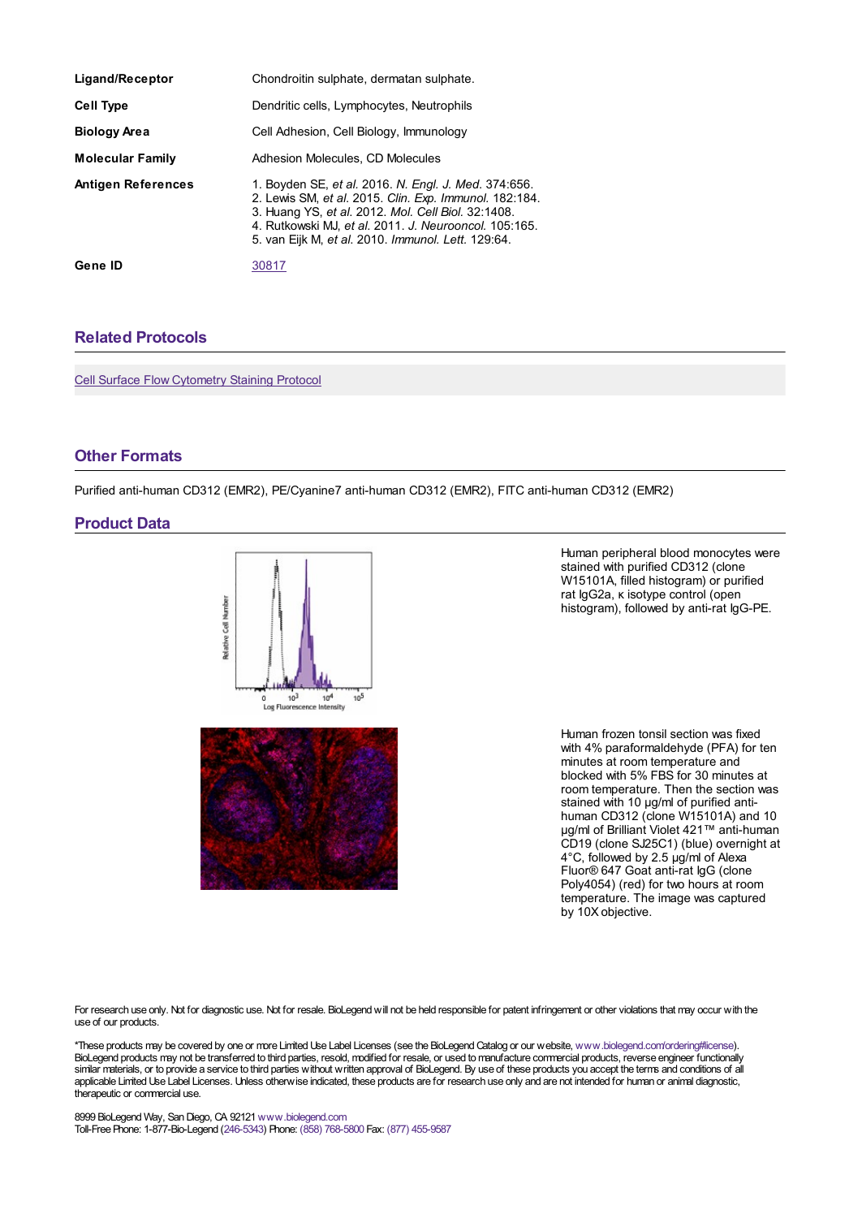| | |
|---|---|
| **Ligand/Receptor** | Chondroitin sulphate, dermatan sulphate. |
| **Cell Type** | Dendritic cells, Lymphocytes, Neutrophils |
| **Biology Area** | Cell Adhesion, Cell Biology, Immunology |
| **Molecular Family** | Adhesion Molecules, CD Molecules |
| **Antigen References** | 1. Boyden SE, *et al*. 2016. *N. Engl. J. Med.* 374:656.<br>2. Lewis SM, *et al*. 2015. *Clin. Exp. Immunol.* 182:184.<br>3. Huang YS, *et al*. 2012. *Mol. Cell Biol.* 32:1408.<br>4. Rutkowski MJ, *et al*. 2011. *J. Neurooncol.* 105:165.<br>5. van Eijk M, *et al*. 2010. *Immunol. Lett.* 129:64. |
| **Gene ID** | 30817 |

## Related Protocols

Cell Surface Flow Cytometry Staining Protocol

## Other Formats

Purified anti-human CD312 (EMR2), PE/Cyanine7 anti-human CD312 (EMR2), FITC anti-human CD312 (EMR2)

## Product Data

Relative Cell Number

0 $10^3$ $10^4$ $10^5$

Log Fluorescence Intensity

Human peripheral blood monocytes were stained with purified CD312 (clone W15101A, filled histogram) or purified rat IgG2a, κ isotype control (open histogram), followed by anti-rat IgG-PE.

Human frozen tonsil section was fixed with 4% paraformaldehyde (PFA) for ten minutes at room temperature and blocked with 5% FBS for 30 minutes at room temperature. Then the section was stained with 10 µg/ml of purified anti-human CD312 (clone W15101A) and 10 µg/ml of Brilliant Violet 421™ anti-human CD19 (clone SJ25C1) (blue) overnight at 4°C, followed by 2.5 µg/ml of Alexa Fluor® 647 Goat anti-rat IgG (clone Poly4054) (red) for two hours at room temperature. The image was captured by 10X objective.

For research use only. Not for diagnostic use. Not for resale. BioLegend will not be held responsible for patent infringement or other violations that may occur with the use of our products.

*These products may be covered by one or more Limited Use Label Licenses (see the BioLegend Catalog or our website, www.biolegend.com/ordering#license). BioLegend products may not be transferred to third parties, resold, modified for resale, or used to manufacture commercial products, reverse engineer functionally similar materials, or to provide a service to third parties without written approval of BioLegend. By use of these products you accept the terms and conditions of all applicable Limited Use Label Licenses. Unless otherwise indicated, these products are for research use only and are not intended for human or animal diagnostic, therapeutic or commercial use.

8999 BioLegend Way, San Diego, CA 92121 www.biolegend.com
Toll-Free Phone: 1-877-Bio-Legend (246-5343) Phone: (858) 768-5800 Fax: (877) 455-9587